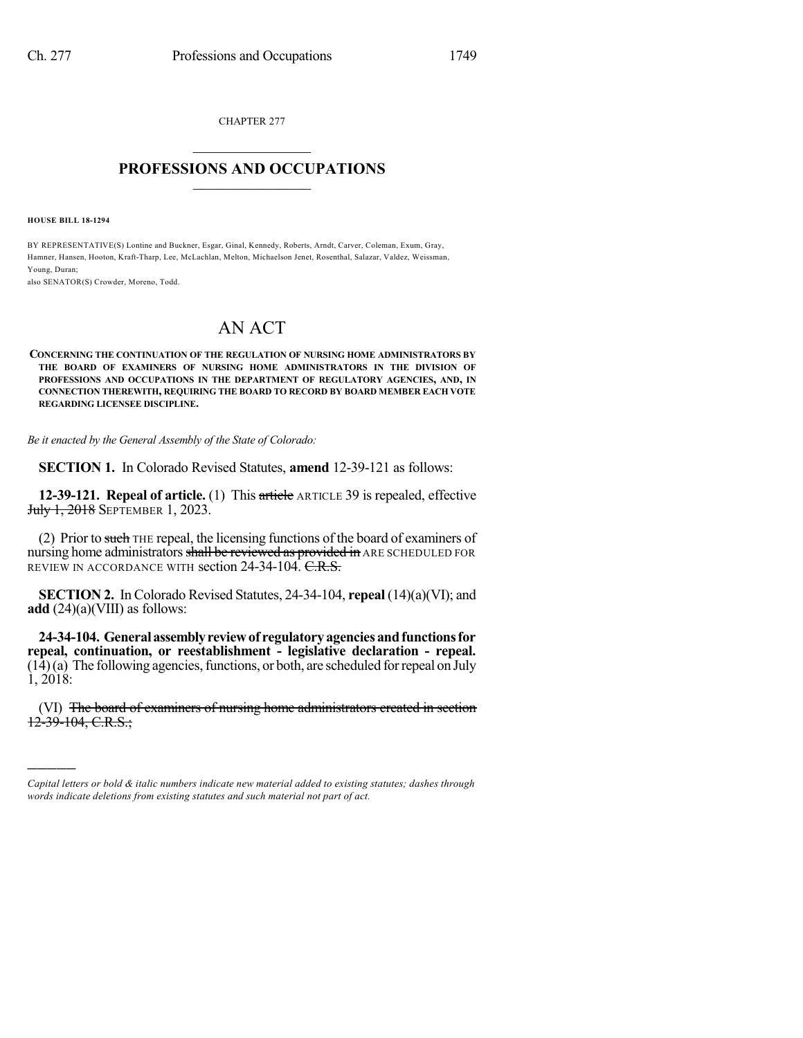CHAPTER 277

# PROFESSIONS AND OCCUPATIONS

**HOUSE BILL 18-1294**

BY REPRESENTATIVE(S) Lontine and Buckner, Esgar, Ginal, Kennedy, Roberts, Arndt, Carver, Coleman, Exum, Gray, Hamner, Hansen, Hooton, Kraft-Tharp, Lee, McLachlan, Melton, Michaelson Jenet, Rosenthal, Salazar, Valdez, Weissman, Young, Duran;
also SENATOR(S) Crowder, Moreno, Todd.

# AN ACT

**CONCERNING THE CONTINUATION OF THE REGULATION OF NURSING HOME ADMINISTRATORS BY THE BOARD OF EXAMINERS OF NURSING HOME ADMINISTRATORS IN THE DIVISION OF PROFESSIONS AND OCCUPATIONS IN THE DEPARTMENT OF REGULATORY AGENCIES, AND, IN CONNECTION THEREWITH, REQUIRING THE BOARD TO RECORD BY BOARD MEMBER EACH VOTE REGARDING LICENSEE DISCIPLINE.**

*Be it enacted by the General Assembly of the State of Colorado:*

**SECTION 1.** In Colorado Revised Statutes, **amend** 12-39-121 as follows:

**12-39-121. Repeal of article.** (1) This ~~article~~ ARTICLE 39 is repealed, effective ~~July 1, 2018~~ SEPTEMBER 1, 2023.

(2) Prior to ~~such~~ THE repeal, the licensing functions of the board of examiners of nursing home administrators ~~shall be reviewed as provided in~~ ARE SCHEDULED FOR REVIEW IN ACCORDANCE WITH section 24-34-104. ~~C.R.S.~~

**SECTION 2.** In Colorado Revised Statutes, 24-34-104, **repeal** (14)(a)(VI); and **add** (24)(a)(VIII) as follows:

**24-34-104. General assembly review of regulatory agencies and functions for repeal, continuation, or reestablishment - legislative declaration - repeal.** (14) (a) The following agencies, functions, or both, are scheduled for repeal on July 1, 2018:

(VI) ~~The board of examiners of nursing home administrators created in section 12-39-104, C.R.S.;~~

---

*Capital letters or bold & italic numbers indicate new material added to existing statutes; dashes through words indicate deletions from existing statutes and such material not part of act.*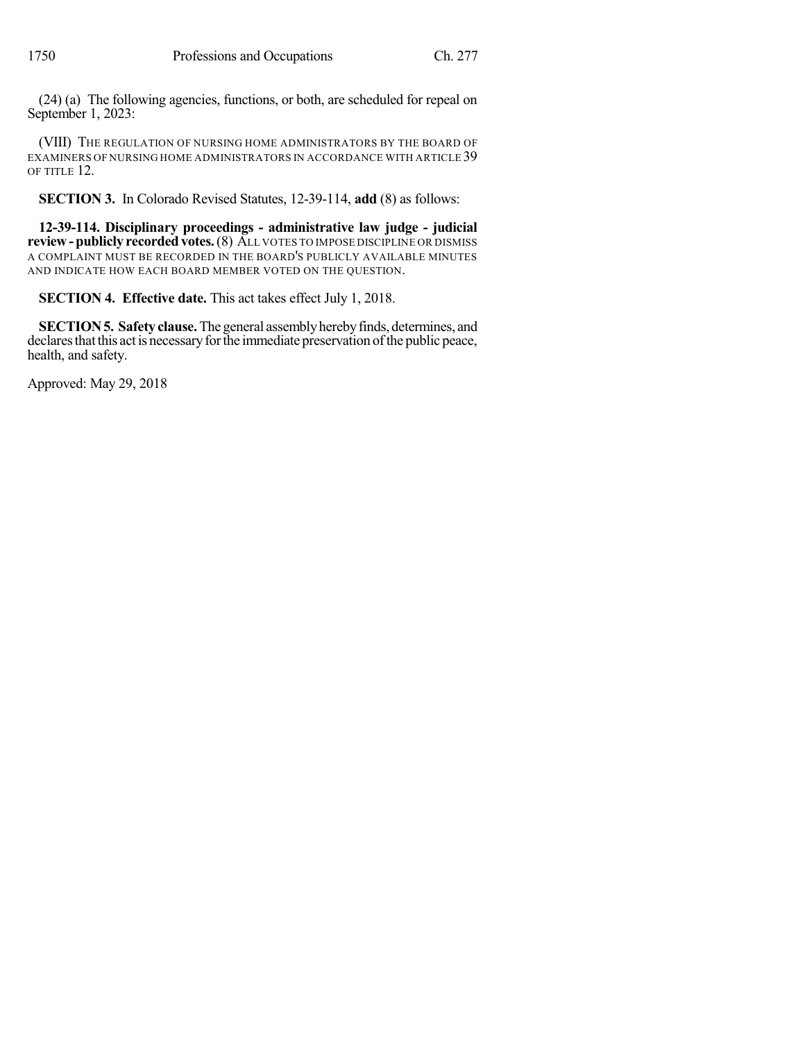(24) (a) The following agencies, functions, or both, are scheduled for repeal on September 1, 2023:

(VIII) THE REGULATION OF NURSING HOME ADMINISTRATORS BY THE BOARD OF EXAMINERS OF NURSING HOME ADMINISTRATORS IN ACCORDANCE WITH ARTICLE 39 OF TITLE 12.

**SECTION 3.** In Colorado Revised Statutes, 12-39-114, **add** (8) as follows:

**12-39-114. Disciplinary proceedings - administrative law judge - judicial review - publicly recorded votes.** (8) ALL VOTES TO IMPOSE DISCIPLINE OR DISMISS A COMPLAINT MUST BE RECORDED IN THE BOARD'S PUBLICLY AVAILABLE MINUTES AND INDICATE HOW EACH BOARD MEMBER VOTED ON THE QUESTION.

**SECTION 4. Effective date.** This act takes effect July 1, 2018.

**SECTION 5. Safety clause.** The general assembly hereby finds, determines, and declares that this act is necessary for the immediate preservation of the public peace, health, and safety.

Approved: May 29, 2018